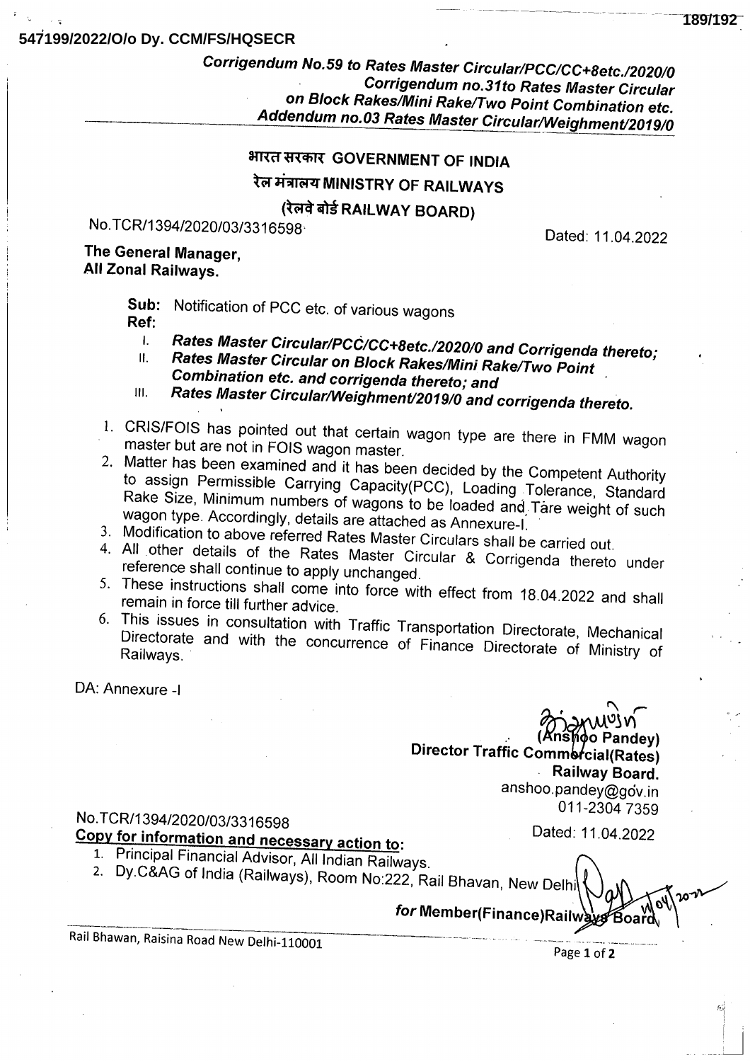547199/2022/O/o Dy. CCM/FS/HQSECR

***Corrigendum No.59 to Rates Master Circular/PCC/CC+8etc./2020/0***
***Corrigendum no.31to Rates Master Circular on Block Rakes/Mini Rake/Two Point Combination etc.***
***Addendum no.03 Rates Master Circular/Weighment/2019/0***

**भारत सरकार GOVERNMENT OF INDIA**
**रेल मंत्रालय MINISTRY OF RAILWAYS**
**(रेलवे बोर्ड RAILWAY BOARD)**

No.TCR/1394/2020/03/3316598 Dated: 11.04.2022

**The General Manager,**
**All Zonal Railways.**

**Sub:** Notification of PCC etc. of various wagons
**Ref:**

I. ***Rates Master Circular/PCC/CC+8etc./2020/0 and Corrigenda thereto;***
II. ***Rates Master Circular on Block Rakes/Mini Rake/Two Point Combination etc. and corrigenda thereto; and***
III. ***Rates Master Circular/Weighment/2019/0 and corrigenda thereto.***

1. CRIS/FOIS has pointed out that certain wagon type are there in FMM wagon master but are not in FOIS wagon master.
2. Matter has been examined and it has been decided by the Competent Authority to assign Permissible Carrying Capacity(PCC), Loading Tolerance, Standard Rake Size, Minimum numbers of wagons to be loaded and Tare weight of such wagon type. Accordingly, details are attached as Annexure-I.
3. Modification to above referred Rates Master Circulars shall be carried out.
4. All other details of the Rates Master Circular & Corrigenda thereto under reference shall continue to apply unchanged.
5. These instructions shall come into force with effect from 18.04.2022 and shall remain in force till further advice.
6. This issues in consultation with Traffic Transportation Directorate, Mechanical Directorate and with the concurrence of Finance Directorate of Ministry of Railways.

DA: Annexure -I

(Anshoo Pandey)
**Director Traffic Commercial(Rates)**
**Railway Board.**
anshoo.pandey@gov.in
011-2304 7359

No.TCR/1394/2020/03/3316598 Dated: 11.04.2022
**Copy for information and necessary action to:**

1. Principal Financial Advisor, All Indian Railways.
2. Dy.C&AG of India (Railways), Room No:222, Rail Bhavan, New Delhi

***for* Member(Finance)Railways Board**

Rail Bhawan, Raisina Road New Delhi-110001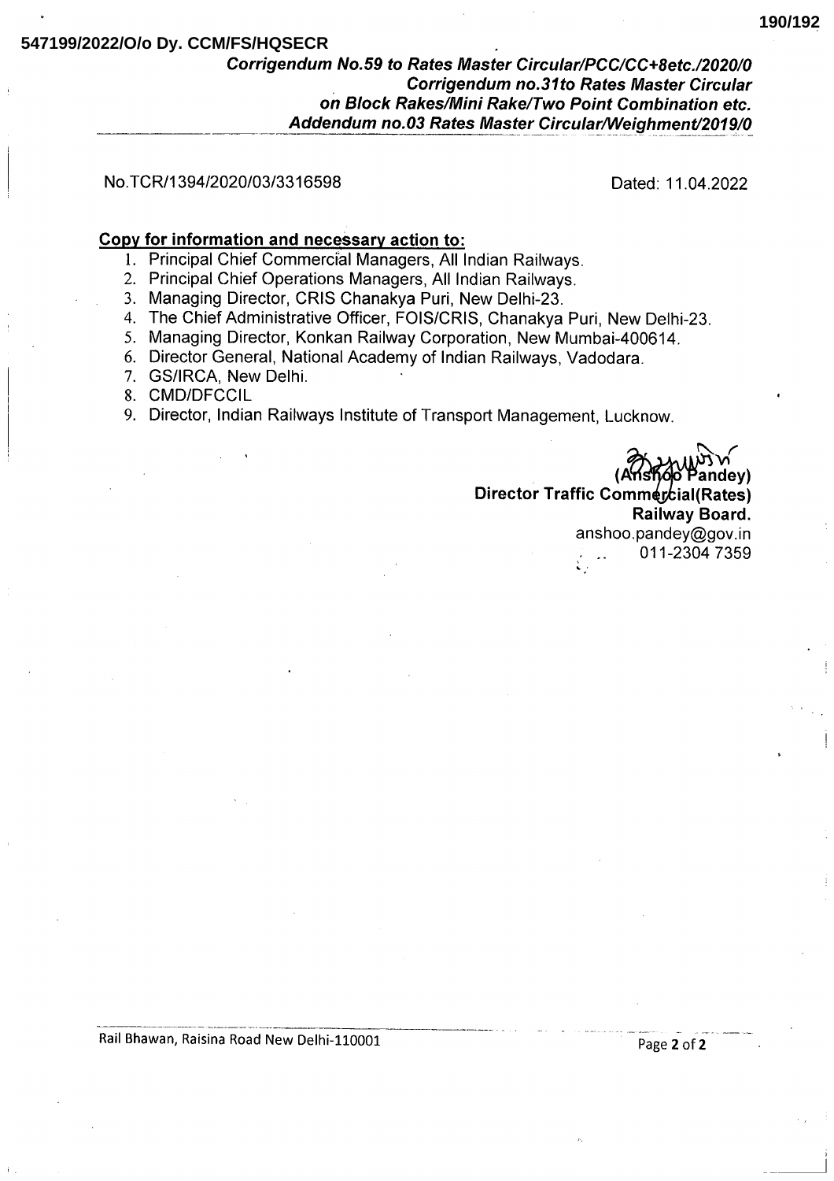**547199/2022/O/o Dy. CCM/FS/HQSECR**

***Corrigendum No.59 to Rates Master Circular/PCC/CC+8etc./2020/0***
***Corrigendum no.31to Rates Master Circular***
***on Block Rakes/Mini Rake/Two Point Combination etc.***
***Addendum no.03 Rates Master Circular/Weighment/2019/0***

No.TCR/1394/2020/03/3316598 Dated: 11.04.2022

**Copy for information and necessary action to:**

1. Principal Chief Commercial Managers, All Indian Railways.
2. Principal Chief Operations Managers, All Indian Railways.
3. Managing Director, CRIS Chanakya Puri, New Delhi-23.
4. The Chief Administrative Officer, FOIS/CRIS, Chanakya Puri, New Delhi-23.
5. Managing Director, Konkan Railway Corporation, New Mumbai-400614.
6. Director General, National Academy of Indian Railways, Vadodara.
7. GS/IRCA, New Delhi.
8. CMD/DFCCIL
9. Director, Indian Railways Institute of Transport Management, Lucknow.

**(Anshoo Pandey)**
**Director Traffic Commercial(Rates)**
**Railway Board.**
anshoo.pandey@gov.in
011-2304 7359

Rail Bhawan, Raisina Road New Delhi-110001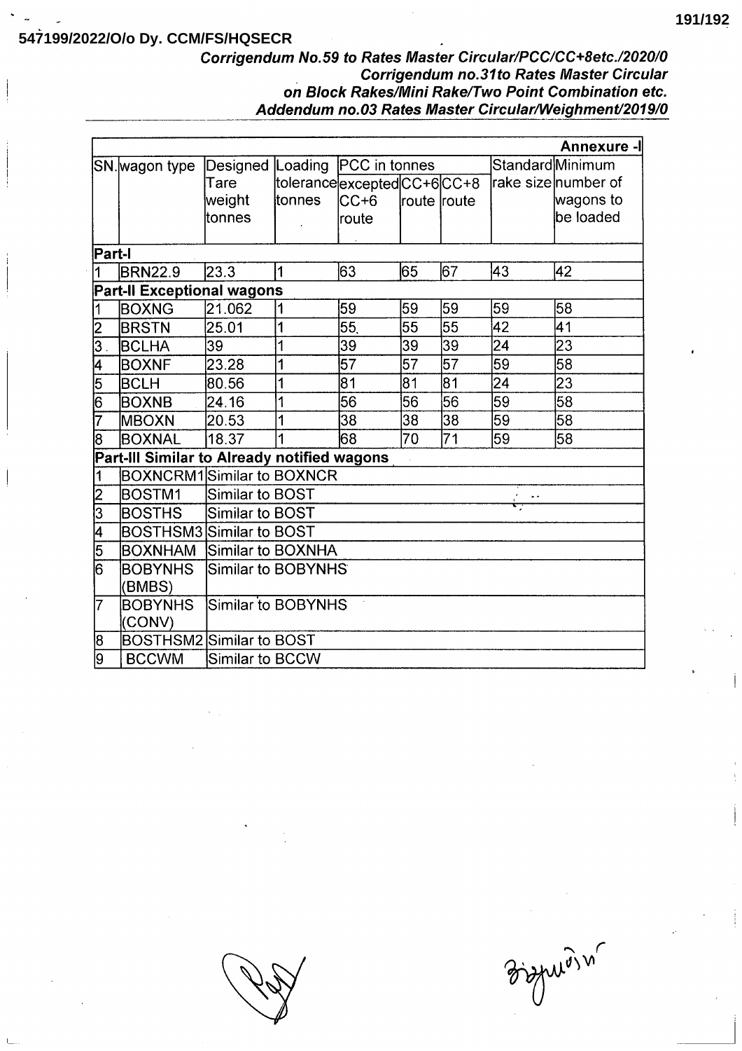547199/2022/O/o Dy. CCM/FS/HQSECR

***Corrigendum No.59 to Rates Master Circular/PCC/CC+8etc./2020/0***
***Corrigendum no.31to Rates Master Circular on Block Rakes/Mini Rake/Two Point Combination etc.***
***Addendum no.03 Rates Master Circular/Weighment/2019/0***

**Annexure -I**

| SN. | wagon type | Designed Tare weight tonnes | Loading tolerance tonnes | PCC in tonnes | | | Standard rake size | Minimum number of wagons to be loaded |
|---|---|---|---|---|---|---|---|---|
| | | | | excepted CC+6 route | CC+6 route | CC+8 route | | |
| **Part-I** | | | | | | | | |
| 1 | BRN22.9 | 23.3 | 1 | 63 | 65 | 67 | 43 | 42 |
| **Part-II Exceptional wagons** | | | | | | | | |
| 1 | BOXNG | 21.062 | 1 | 59 | 59 | 59 | 59 | 58 |
| 2 | BRSTN | 25.01 | 1 | 55. | 55 | 55 | 42 | 41 |
| 3 . | BCLHA | 39 | 1 | 39 | 39 | 39 | 24 | 23 |
| 4 | BOXNF | 23.28 | 1 | 57 | 57 | 57 | 59 | 58 |
| 5 | BCLH | 80.56 | 1 | 81 | 81 | 81 | 24 | 23 |
| 6 | BOXNB | 24.16 | 1 | 56 | 56 | 56 | 59 | 58 |
| 7 | MBOXN | 20.53 | 1 | 38 | 38 | 38 | 59 | 58 |
| 8 | BOXNAL | 18.37 | 1 | 68 | 70 | 71 | 59 | 58 |
| **Part-III Similar to Already notified wagons** | | | | | | | | |
| 1 | BOXNCRM1 | Similar to BOXNCR | | | | | | |
| 2 | BOSTM1 | Similar to BOST | | | | | | |
| 3 | BOSTHS | Similar to BOST | | | | | | |
| 4 | BOSTHSM3 | Similar to BOST | | | | | | |
| 5 | BOXNHAM | Similar to BOXNHA | | | | | | |
| 6 | BOBYNHS (BMBS) | Similar to BOBYNHS | | | | | | |
| 7 | BOBYNHS (CONV) | Similar to BOBYNHS | | | | | | |
| 8 | BOSTHSM2 | Similar to BOST | | | | | | |
| 9 | BCCWM | Similar to BCCW | | | | | | |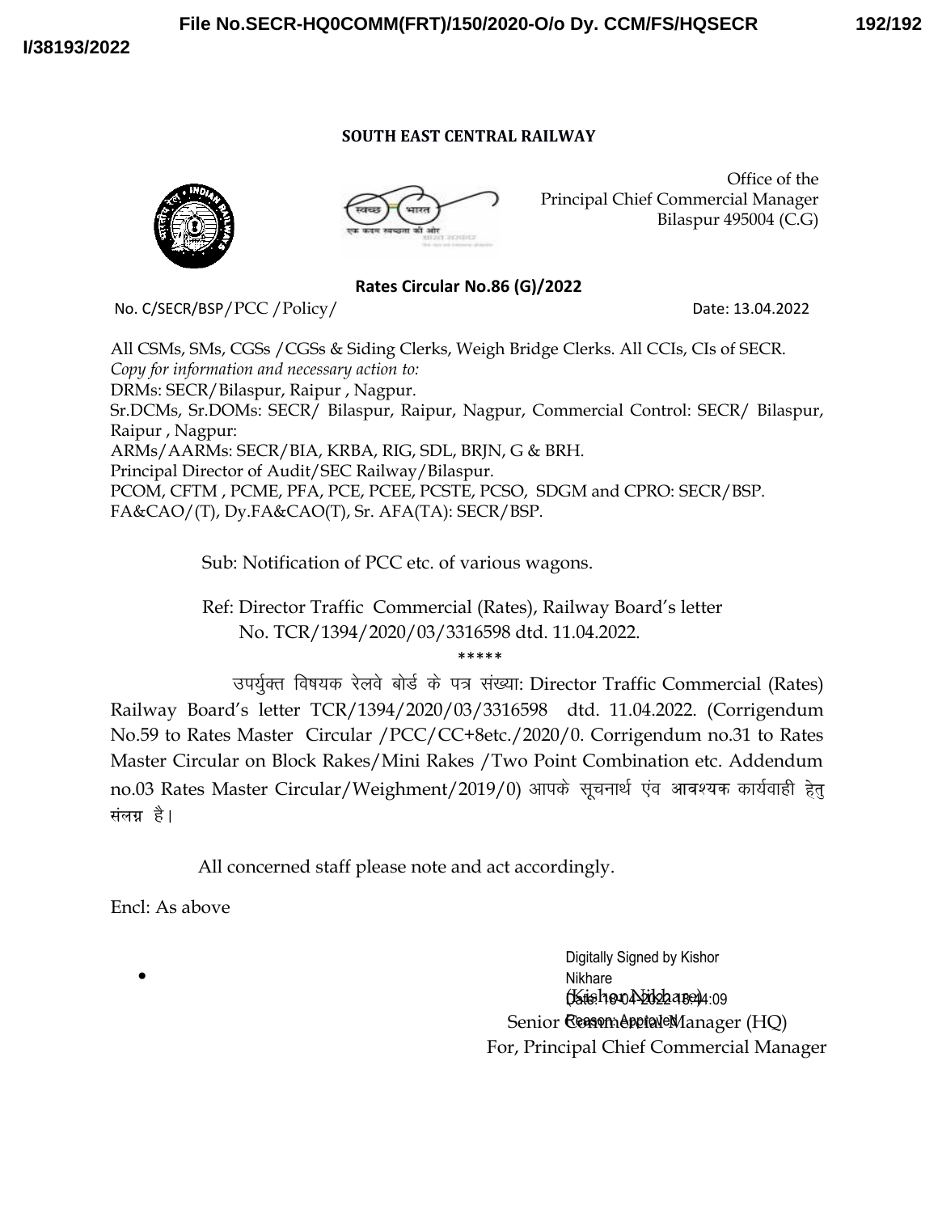File No.SECR-HQ0COMM(FRT)/150/2020-O/o Dy. CCM/FS/HQSECR

I/38193/2022

**SOUTH EAST CENTRAL RAILWAY**

Office of the
Principal Chief Commercial Manager
Bilaspur 495004 (C.G)

**Rates Circular No.86 (G)/2022**

No. C/SECR/BSP/PCC /Policy/ Date: 13.04.2022

All CSMs, SMs, CGSs /CGSs & Siding Clerks, Weigh Bridge Clerks. All CCIs, CIs of SECR.
*Copy for information and necessary action to:*
DRMs: SECR/Bilaspur, Raipur , Nagpur.
Sr.DCMs, Sr.DOMs: SECR/ Bilaspur, Raipur, Nagpur, Commercial Control: SECR/ Bilaspur, Raipur , Nagpur:
ARMs/AARMs: SECR/BIA, KRBA, RIG, SDL, BRJN, G & BRH.
Principal Director of Audit/SEC Railway/Bilaspur.
PCOM, CFTM , PCME, PFA, PCE, PCEE, PCSTE, PCSO, SDGM and CPRO: SECR/BSP.
FA&CAO/(T), Dy.FA&CAO(T), Sr. AFA(TA): SECR/BSP.

Sub: Notification of PCC etc. of various wagons.

Ref: Director Traffic Commercial (Rates), Railway Board's letter No. TCR/1394/2020/03/3316598 dtd. 11.04.2022.

\*\*\*\*\*

उपर्युक्त विषयक रेलवे बोर्ड के पत्र संख्या: Director Traffic Commercial (Rates) Railway Board's letter TCR/1394/2020/03/3316598 dtd. 11.04.2022. (Corrigendum No.59 to Rates Master Circular /PCC/CC+8etc./2020/0. Corrigendum no.31 to Rates Master Circular on Block Rakes/Mini Rakes /Two Point Combination etc. Addendum no.03 Rates Master Circular/Weighment/2019/0) आपके सूचनार्थ एंव आवश्यक कार्यवाही हेतु संलग्न है।

All concerned staff please note and act accordingly.

Encl: As above

Digitally Signed by Kishor Nikhare
Date: 19-04-2022 18:44:09
Reason: Approved

(Kishor Nikhare)
Senior Commercial Manager (HQ)
For, Principal Chief Commercial Manager